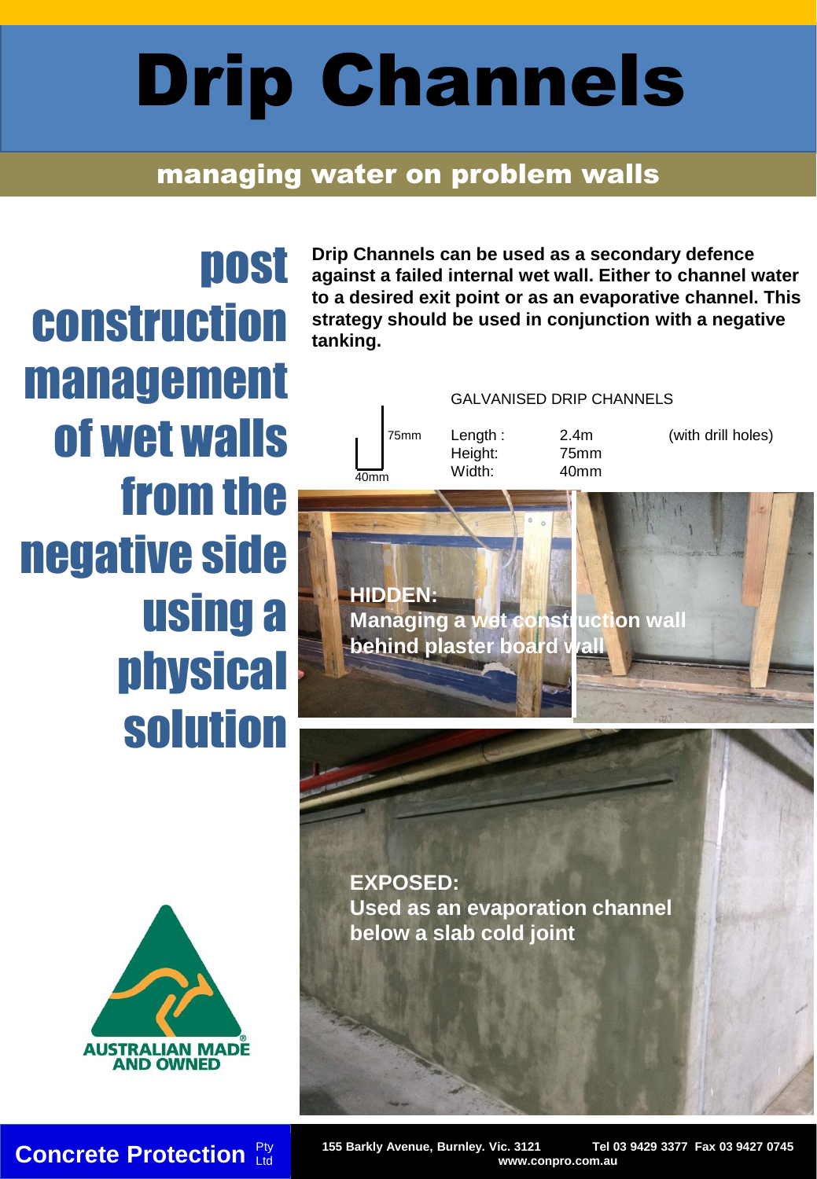# Drip Channels

## managing water on problem walls

## post construction management of wet walls from the negative side using a physical solution

**Drip Channels can be used as a secondary defence against a failed internal wet wall. Either to channel water to a desired exit point or as an evaporative channel. This strategy should be used in conjunction with a negative tanking.**

GALVANISED DRIP CHANNELS

75mm
40mm

| | | |
|---|---|---|
| Length : | 2.4m | (with drill holes) |
| Height: | 75mm | |
| Width: | 40mm | |

**HIDDEN:**
**Managing a wet construction wall behind plaster board wall**

**EXPOSED:**
**Used as an evaporation channel below a slab cold joint**

AUSTRALIAN MADE AND OWNED

**Concrete Protection** Pty Ltd

155 Barkly Avenue, Burnley. Vic. 3121 Tel 03 9429 3377 Fax 03 9427 0745
www.conpro.com.au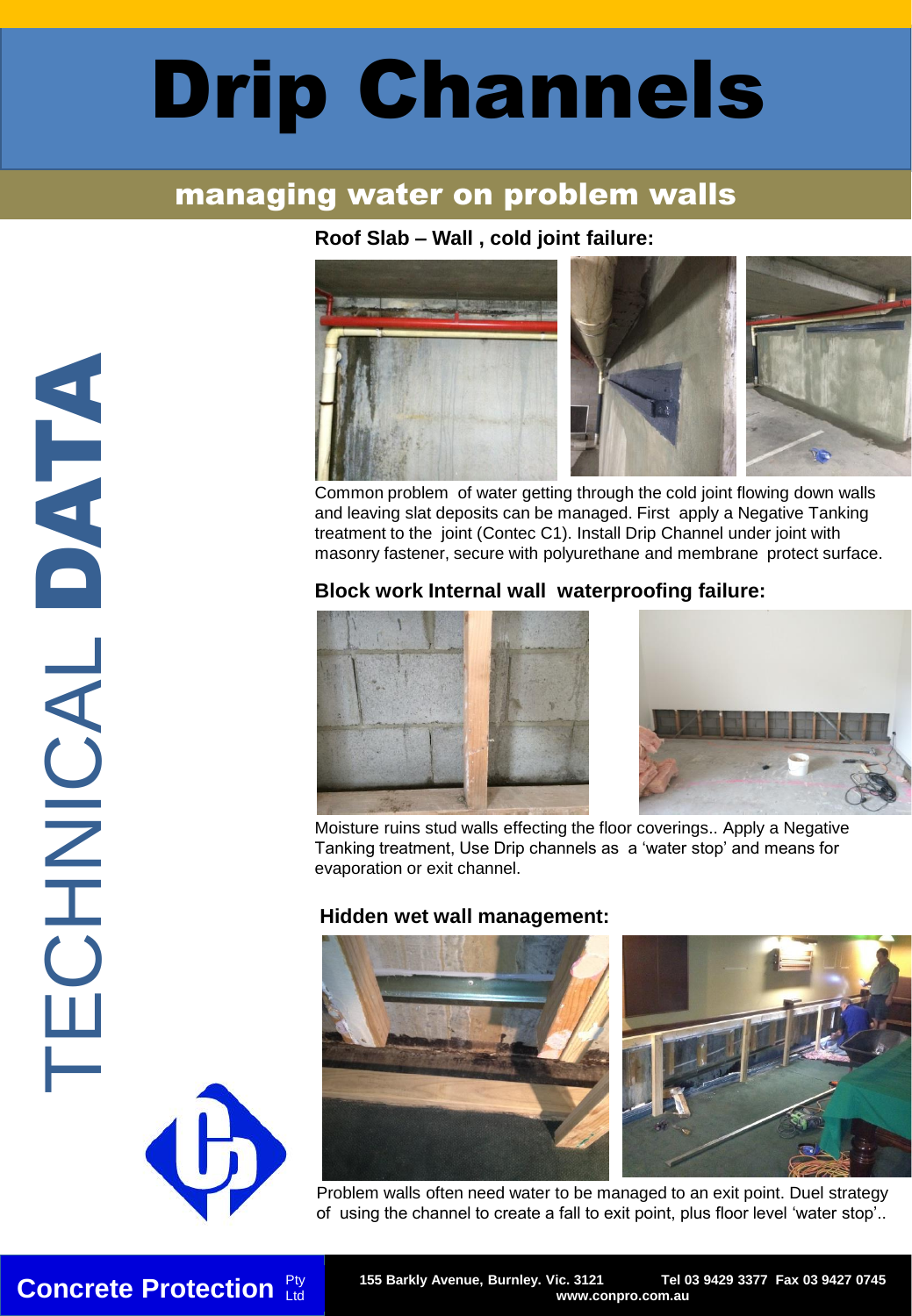# Drip Channels

## managing water on problem walls

TECHNICAL DATA

### Roof Slab – Wall , cold joint failure:

Common problem of water getting through the cold joint flowing down walls and leaving slat deposits can be managed. First apply a Negative Tanking treatment to the joint (Contec C1). Install Drip Channel under joint with masonry fastener, secure with polyurethane and membrane protect surface.

### Block work Internal wall waterproofing failure:

Moisture ruins stud walls effecting the floor coverings.. Apply a Negative Tanking treatment, Use Drip channels as a 'water stop' and means for evaporation or exit channel.

### Hidden wet wall management:

Problem walls often need water to be managed to an exit point. Duel strategy of using the channel to create a fall to exit point, plus floor level 'water stop'..

**Concrete Protection** Pty Ltd

155 Barkly Avenue, Burnley. Vic. 3121 Tel 03 9429 3377 Fax 03 9427 0745
www.conpro.com.au